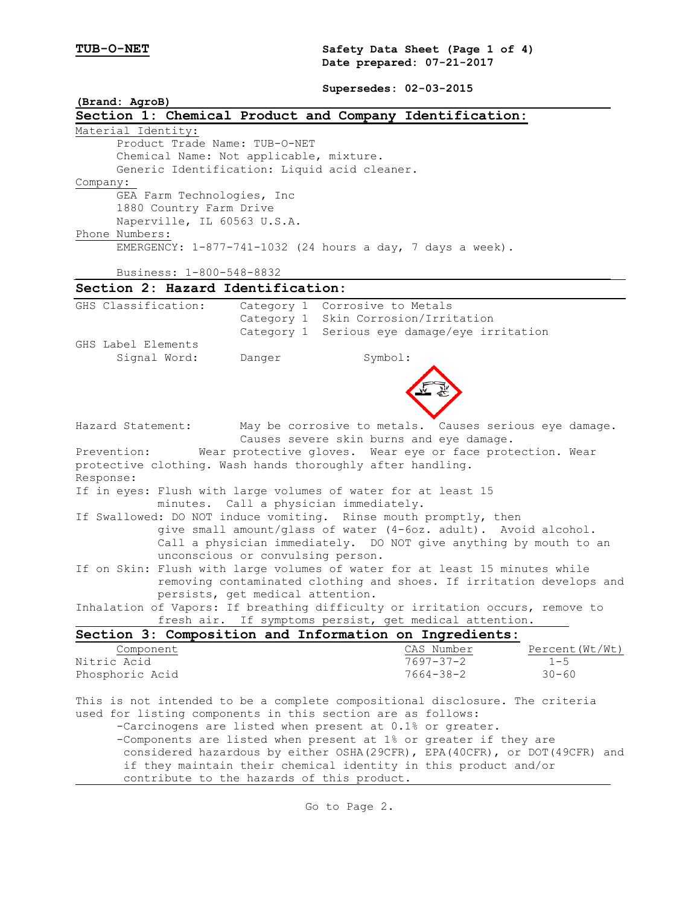**TUB-O-NET**

**Safety Data Sheet**
**Date prepared: 07-21-2017**

**Supersedes: 02-03-2015**

**(Brand: AgroB)**

## Section 1: Chemical Product and Company Identification:

Material Identity:

Product Trade Name: TUB-O-NET
Chemical Name: Not applicable, mixture.
Generic Identification: Liquid acid cleaner.

Company:

GEA Farm Technologies, Inc
1880 Country Farm Drive
Naperville, IL 60563 U.S.A.

Phone Numbers:

EMERGENCY: 1-877-741-1032 (24 hours a day, 7 days a week).

Business: 1-800-548-8832

## Section 2: Hazard Identification:

GHS Classification: Category 1 Corrosive to Metals
Category 1 Skin Corrosion/Irritation
Category 1 Serious eye damage/eye irritation

GHS Label Elements

Signal Word: Danger Symbol:

Hazard Statement: May be corrosive to metals. Causes serious eye damage. Causes severe skin burns and eye damage.

Prevention: Wear protective gloves. Wear eye or face protection. Wear protective clothing. Wash hands thoroughly after handling.

Response:

If in eyes: Flush with large volumes of water for at least 15 minutes. Call a physician immediately.

If Swallowed: DO NOT induce vomiting. Rinse mouth promptly, then give small amount/glass of water (4-6oz. adult). Avoid alcohol. Call a physician immediately. DO NOT give anything by mouth to an unconscious or convulsing person.

If on Skin: Flush with large volumes of water for at least 15 minutes while removing contaminated clothing and shoes. If irritation develops and persists, get medical attention.

Inhalation of Vapors: If breathing difficulty or irritation occurs, remove to fresh air. If symptoms persist, get medical attention.

## Section 3: Composition and Information on Ingredients:

| Component | CAS Number | Percent(Wt/Wt) |
|---|---|---|
| Nitric Acid | 7697-37-2 | 1-5 |
| Phosphoric Acid | 7664-38-2 | 30-60 |

This is not intended to be a complete compositional disclosure. The criteria used for listing components in this section are as follows:

- -Carcinogens are listed when present at 0.1% or greater.
- -Components are listed when present at 1% or greater if they are considered hazardous by either OSHA(29CFR), EPA(40CFR), or DOT(49CFR) and if they maintain their chemical identity in this product and/or contribute to the hazards of this product.

Go to Page 2.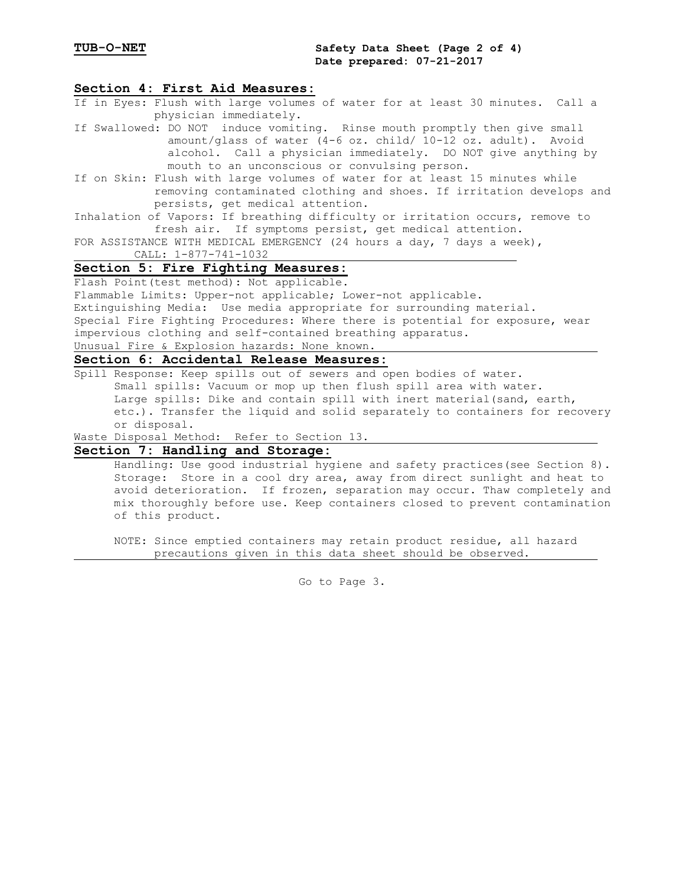## Section 4: First Aid Measures:

If in Eyes: Flush with large volumes of water for at least 30 minutes. Call a physician immediately.

If Swallowed: DO NOT induce vomiting. Rinse mouth promptly then give small amount/glass of water (4-6 oz. child/ 10-12 oz. adult). Avoid alcohol. Call a physician immediately. DO NOT give anything by mouth to an unconscious or convulsing person.

If on Skin: Flush with large volumes of water for at least 15 minutes while removing contaminated clothing and shoes. If irritation develops and persists, get medical attention.

Inhalation of Vapors: If breathing difficulty or irritation occurs, remove to fresh air. If symptoms persist, get medical attention.

FOR ASSISTANCE WITH MEDICAL EMERGENCY (24 hours a day, 7 days a week), CALL: 1-877-741-1032

## Section 5: Fire Fighting Measures:

Flash Point(test method): Not applicable.

Flammable Limits: Upper-not applicable; Lower-not applicable.

Extinguishing Media: Use media appropriate for surrounding material.

Special Fire Fighting Procedures: Where there is potential for exposure, wear impervious clothing and self-contained breathing apparatus.

Unusual Fire & Explosion hazards: None known.

## Section 6: Accidental Release Measures:

Spill Response: Keep spills out of sewers and open bodies of water.

Small spills: Vacuum or mop up then flush spill area with water.

Large spills: Dike and contain spill with inert material(sand, earth, etc.). Transfer the liquid and solid separately to containers for recovery or disposal.

Waste Disposal Method: Refer to Section 13.

## Section 7: Handling and Storage:

Handling: Use good industrial hygiene and safety practices(see Section 8).

Storage: Store in a cool dry area, away from direct sunlight and heat to avoid deterioration. If frozen, separation may occur. Thaw completely and mix thoroughly before use. Keep containers closed to prevent contamination of this product.

NOTE: Since emptied containers may retain product residue, all hazard precautions given in this data sheet should be observed.

Go to Page 3.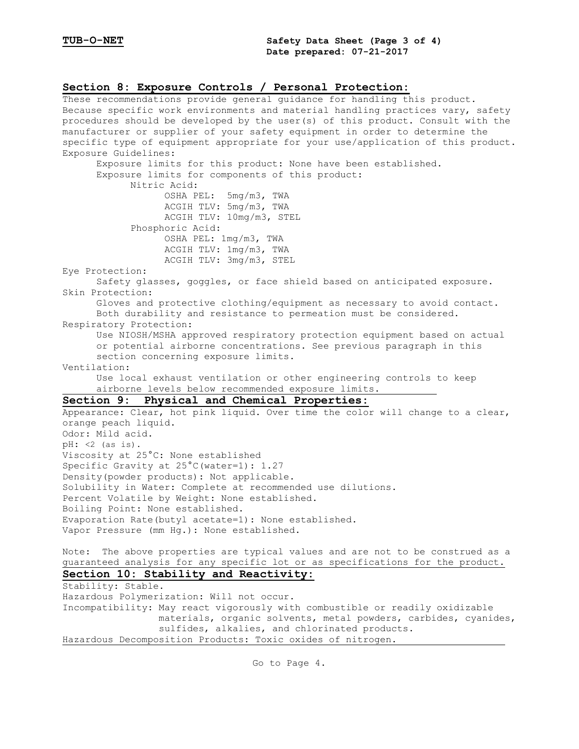## Section 8: Exposure Controls / Personal Protection:

These recommendations provide general guidance for handling this product. Because specific work environments and material handling practices vary, safety procedures should be developed by the user(s) of this product. Consult with the manufacturer or supplier of your safety equipment in order to determine the specific type of equipment appropriate for your use/application of this product.

Exposure Guidelines:

Exposure limits for this product: None have been established.

Exposure limits for components of this product:

Nitric Acid:

- OSHA PEL: 5mg/m3, TWA
- ACGIH TLV: 5mg/m3, TWA
- ACGIH TLV: 10mg/m3, STEL

Phosphoric Acid:

- OSHA PEL: 1mg/m3, TWA
- ACGIH TLV: 1mg/m3, TWA
- ACGIH TLV: 3mg/m3, STEL

Eye Protection:

Safety glasses, goggles, or face shield based on anticipated exposure.

Skin Protection:

Gloves and protective clothing/equipment as necessary to avoid contact. Both durability and resistance to permeation must be considered.

Respiratory Protection:

Use NIOSH/MSHA approved respiratory protection equipment based on actual or potential airborne concentrations. See previous paragraph in this section concerning exposure limits.

Ventilation:

Use local exhaust ventilation or other engineering controls to keep airborne levels below recommended exposure limits.

## Section 9: Physical and Chemical Properties:

Appearance: Clear, hot pink liquid. Over time the color will change to a clear, orange peach liquid.
Odor: Mild acid.
pH: <2 (as is).
Viscosity at 25°C: None established
Specific Gravity at 25°C(water=1): 1.27
Density(powder products): Not applicable.
Solubility in Water: Complete at recommended use dilutions.
Percent Volatile by Weight: None established.
Boiling Point: None established.
Evaporation Rate(butyl acetate=1): None established.
Vapor Pressure (mm Hg.): None established.

Note: The above properties are typical values and are not to be construed as a guaranteed analysis for any specific lot or as specifications for the product.

## Section 10: Stability and Reactivity:

Stability: Stable.
Hazardous Polymerization: Will not occur.
Incompatibility: May react vigorously with combustible or readily oxidizable materials, organic solvents, metal powders, carbides, cyanides, sulfides, alkalies, and chlorinated products.
Hazardous Decomposition Products: Toxic oxides of nitrogen.

Go to Page 4.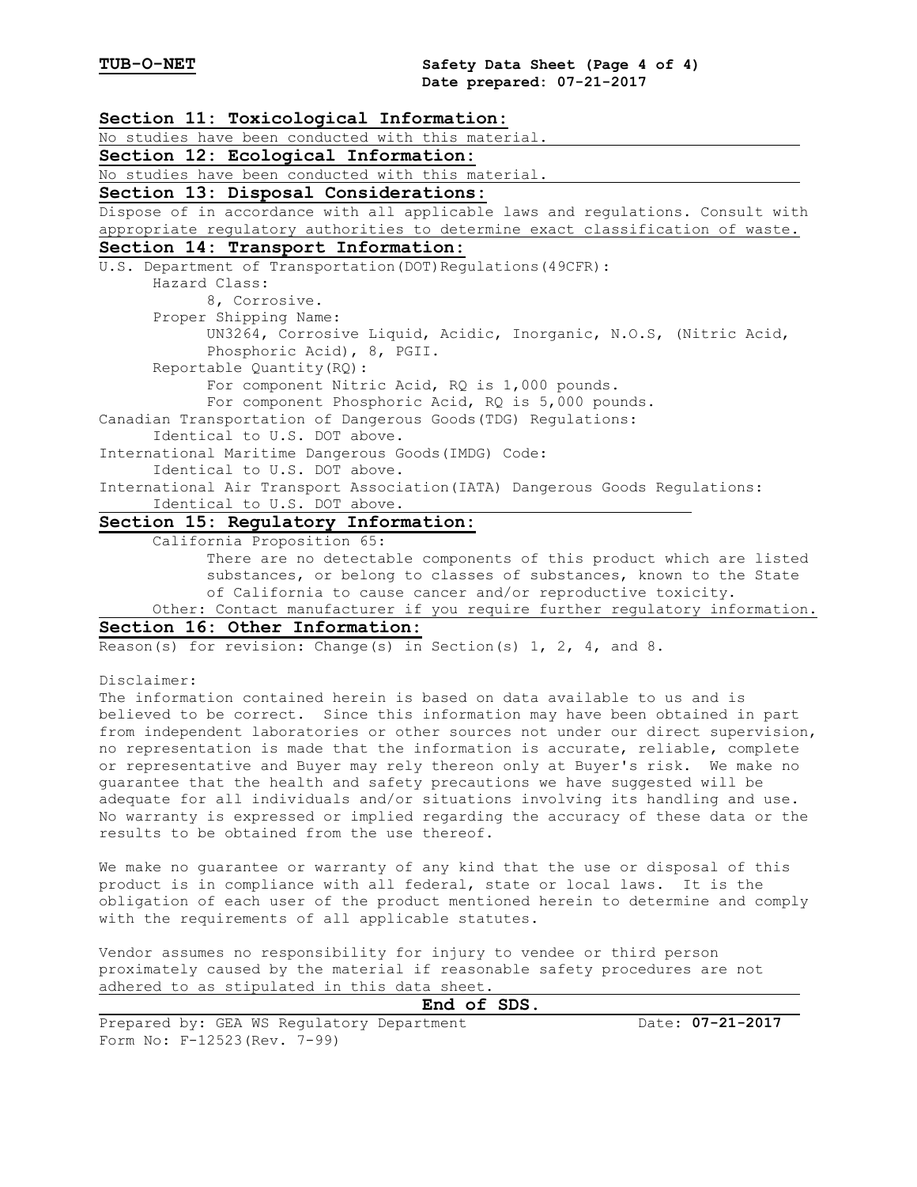## Section 11: Toxicological Information:

No studies have been conducted with this material.

## Section 12: Ecological Information:

No studies have been conducted with this material.

## Section 13: Disposal Considerations:

Dispose of in accordance with all applicable laws and regulations. Consult with appropriate regulatory authorities to determine exact classification of waste.

## Section 14: Transport Information:

U.S. Department of Transportation(DOT)Regulations(49CFR):

- Hazard Class:
  - 8, Corrosive.
- Proper Shipping Name:
  - UN3264, Corrosive Liquid, Acidic, Inorganic, N.O.S, (Nitric Acid, Phosphoric Acid), 8, PGII.
- Reportable Quantity(RQ):
  - For component Nitric Acid, RQ is 1,000 pounds.
  - For component Phosphoric Acid, RQ is 5,000 pounds.

Canadian Transportation of Dangerous Goods(TDG) Regulations:

- Identical to U.S. DOT above.

International Maritime Dangerous Goods(IMDG) Code:

- Identical to U.S. DOT above.

International Air Transport Association(IATA) Dangerous Goods Regulations:

- Identical to U.S. DOT above.

## Section 15: Regulatory Information:

- California Proposition 65:
  - There are no detectable components of this product which are listed substances, or belong to classes of substances, known to the State of California to cause cancer and/or reproductive toxicity.
- Other: Contact manufacturer if you require further regulatory information.

## Section 16: Other Information:

Reason(s) for revision: Change(s) in Section(s) 1, 2, 4, and 8.

Disclaimer:

The information contained herein is based on data available to us and is believed to be correct. Since this information may have been obtained in part from independent laboratories or other sources not under our direct supervision, no representation is made that the information is accurate, reliable, complete or representative and Buyer may rely thereon only at Buyer's risk. We make no guarantee that the health and safety precautions we have suggested will be adequate for all individuals and/or situations involving its handling and use. No warranty is expressed or implied regarding the accuracy of these data or the results to be obtained from the use thereof.

We make no guarantee or warranty of any kind that the use or disposal of this product is in compliance with all federal, state or local laws. It is the obligation of each user of the product mentioned herein to determine and comply with the requirements of all applicable statutes.

Vendor assumes no responsibility for injury to vendee or third person proximately caused by the material if reasonable safety procedures are not adhered to as stipulated in this data sheet.

**End of SDS.**

Prepared by: GEA WS Regulatory Department    Date: **07-21-2017**

Form No: F-12523(Rev. 7-99)